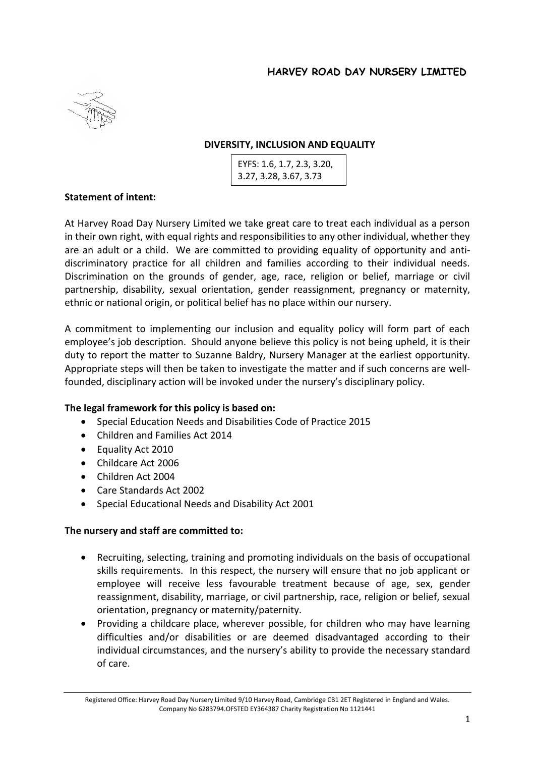# HARVEY ROAD DAY NURSERY LIMITED

## DIVERSITY, INCLUSION AND EQUALITY

EYFS: 1.6, 1.7, 2.3, 3.20, 3.27, 3.28, 3.67, 3.73

**Statement of intent:**

At Harvey Road Day Nursery Limited we take great care to treat each individual as a person in their own right, with equal rights and responsibilities to any other individual, whether they are an adult or a child. We are committed to providing equality of opportunity and anti-discriminatory practice for all children and families according to their individual needs. Discrimination on the grounds of gender, age, race, religion or belief, marriage or civil partnership, disability, sexual orientation, gender reassignment, pregnancy or maternity, ethnic or national origin, or political belief has no place within our nursery.

A commitment to implementing our inclusion and equality policy will form part of each employee's job description. Should anyone believe this policy is not being upheld, it is their duty to report the matter to Suzanne Baldry, Nursery Manager at the earliest opportunity. Appropriate steps will then be taken to investigate the matter and if such concerns are well-founded, disciplinary action will be invoked under the nursery's disciplinary policy.

**The legal framework for this policy is based on:**

- Special Education Needs and Disabilities Code of Practice 2015
- Children and Families Act 2014
- Equality Act 2010
- Childcare Act 2006
- Children Act 2004
- Care Standards Act 2002
- Special Educational Needs and Disability Act 2001

**The nursery and staff are committed to:**

- Recruiting, selecting, training and promoting individuals on the basis of occupational skills requirements. In this respect, the nursery will ensure that no job applicant or employee will receive less favourable treatment because of age, sex, gender reassignment, disability, marriage, or civil partnership, race, religion or belief, sexual orientation, pregnancy or maternity/paternity.
- Providing a childcare place, wherever possible, for children who may have learning difficulties and/or disabilities or are deemed disadvantaged according to their individual circumstances, and the nursery's ability to provide the necessary standard of care.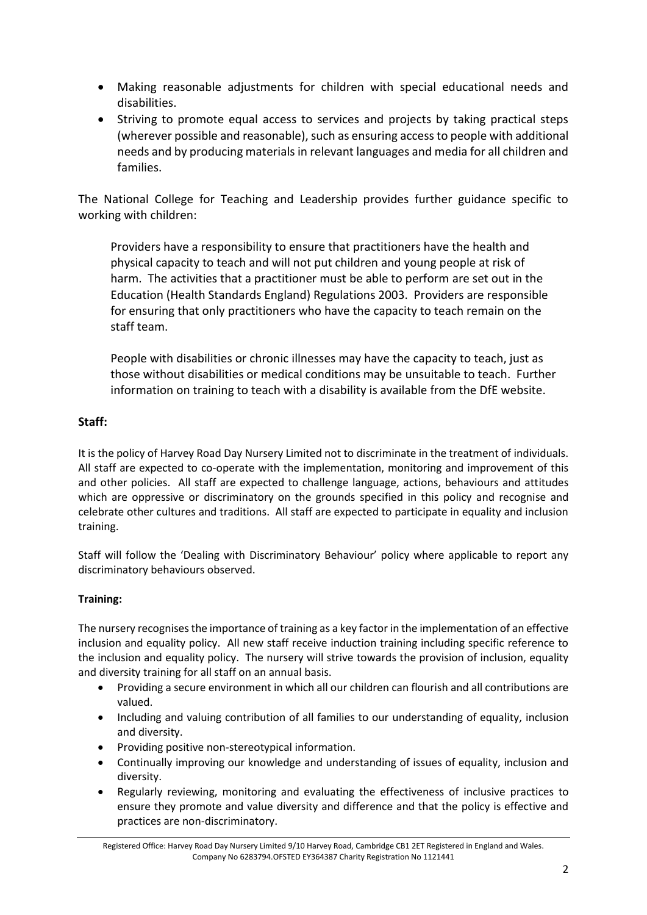- Making reasonable adjustments for children with special educational needs and disabilities.
- Striving to promote equal access to services and projects by taking practical steps (wherever possible and reasonable), such as ensuring access to people with additional needs and by producing materials in relevant languages and media for all children and families.

The National College for Teaching and Leadership provides further guidance specific to working with children:

> Providers have a responsibility to ensure that practitioners have the health and physical capacity to teach and will not put children and young people at risk of harm. The activities that a practitioner must be able to perform are set out in the Education (Health Standards England) Regulations 2003. Providers are responsible for ensuring that only practitioners who have the capacity to teach remain on the staff team.
>
> People with disabilities or chronic illnesses may have the capacity to teach, just as those without disabilities or medical conditions may be unsuitable to teach. Further information on training to teach with a disability is available from the DfE website.

**Staff:**

It is the policy of Harvey Road Day Nursery Limited not to discriminate in the treatment of individuals. All staff are expected to co-operate with the implementation, monitoring and improvement of this and other policies. All staff are expected to challenge language, actions, behaviours and attitudes which are oppressive or discriminatory on the grounds specified in this policy and recognise and celebrate other cultures and traditions. All staff are expected to participate in equality and inclusion training.

Staff will follow the 'Dealing with Discriminatory Behaviour' policy where applicable to report any discriminatory behaviours observed.

**Training:**

The nursery recognises the importance of training as a key factor in the implementation of an effective inclusion and equality policy. All new staff receive induction training including specific reference to the inclusion and equality policy. The nursery will strive towards the provision of inclusion, equality and diversity training for all staff on an annual basis.

- Providing a secure environment in which all our children can flourish and all contributions are valued.
- Including and valuing contribution of all families to our understanding of equality, inclusion and diversity.
- Providing positive non-stereotypical information.
- Continually improving our knowledge and understanding of issues of equality, inclusion and diversity.
- Regularly reviewing, monitoring and evaluating the effectiveness of inclusive practices to ensure they promote and value diversity and difference and that the policy is effective and practices are non-discriminatory.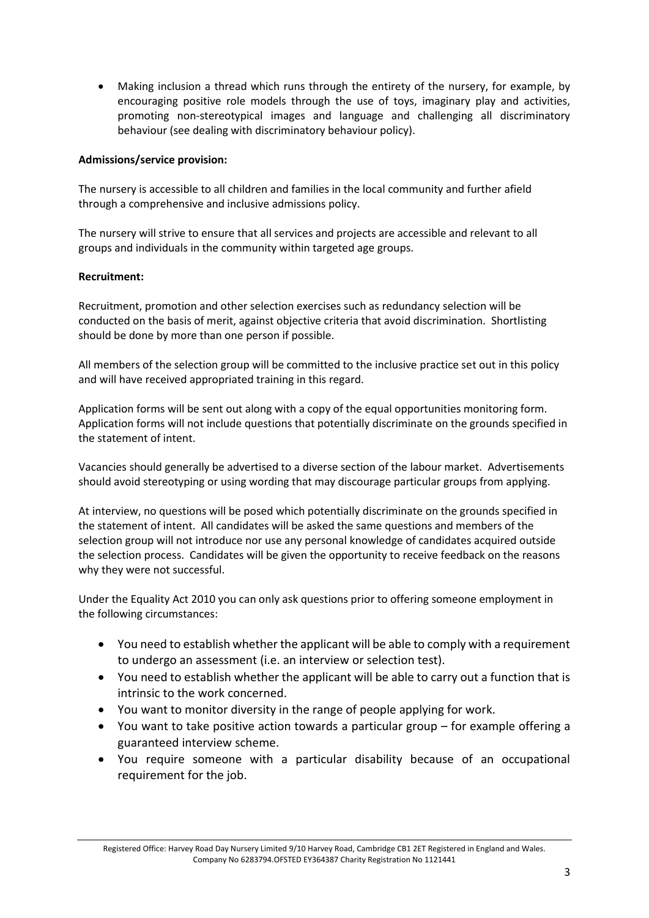- Making inclusion a thread which runs through the entirety of the nursery, for example, by encouraging positive role models through the use of toys, imaginary play and activities, promoting non-stereotypical images and language and challenging all discriminatory behaviour (see dealing with discriminatory behaviour policy).

**Admissions/service provision:**

The nursery is accessible to all children and families in the local community and further afield through a comprehensive and inclusive admissions policy.

The nursery will strive to ensure that all services and projects are accessible and relevant to all groups and individuals in the community within targeted age groups.

**Recruitment:**

Recruitment, promotion and other selection exercises such as redundancy selection will be conducted on the basis of merit, against objective criteria that avoid discrimination. Shortlisting should be done by more than one person if possible.

All members of the selection group will be committed to the inclusive practice set out in this policy and will have received appropriated training in this regard.

Application forms will be sent out along with a copy of the equal opportunities monitoring form. Application forms will not include questions that potentially discriminate on the grounds specified in the statement of intent.

Vacancies should generally be advertised to a diverse section of the labour market. Advertisements should avoid stereotyping or using wording that may discourage particular groups from applying.

At interview, no questions will be posed which potentially discriminate on the grounds specified in the statement of intent. All candidates will be asked the same questions and members of the selection group will not introduce nor use any personal knowledge of candidates acquired outside the selection process. Candidates will be given the opportunity to receive feedback on the reasons why they were not successful.

Under the Equality Act 2010 you can only ask questions prior to offering someone employment in the following circumstances:

- You need to establish whether the applicant will be able to comply with a requirement to undergo an assessment (i.e. an interview or selection test).
- You need to establish whether the applicant will be able to carry out a function that is intrinsic to the work concerned.
- You want to monitor diversity in the range of people applying for work.
- You want to take positive action towards a particular group – for example offering a guaranteed interview scheme.
- You require someone with a particular disability because of an occupational requirement for the job.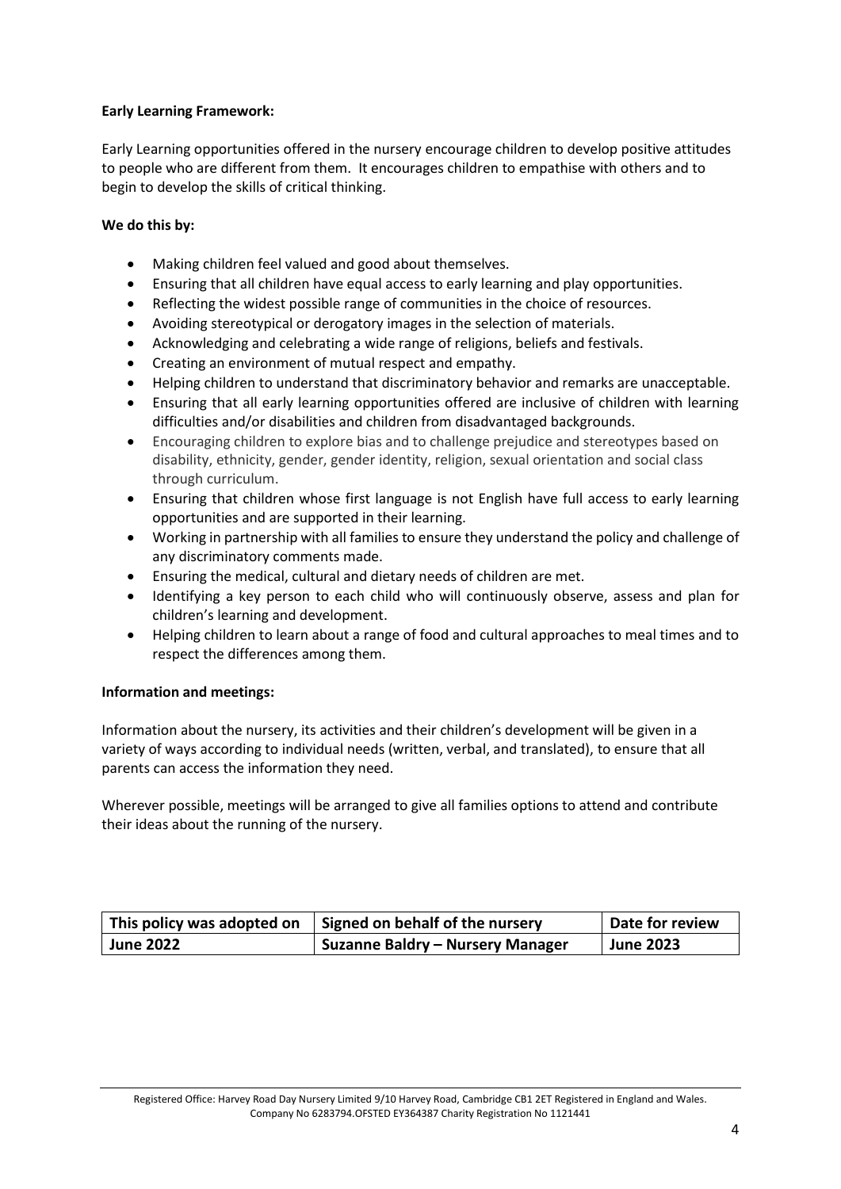**Early Learning Framework:**

Early Learning opportunities offered in the nursery encourage children to develop positive attitudes to people who are different from them. It encourages children to empathise with others and to begin to develop the skills of critical thinking.

**We do this by:**

- Making children feel valued and good about themselves.
- Ensuring that all children have equal access to early learning and play opportunities.
- Reflecting the widest possible range of communities in the choice of resources.
- Avoiding stereotypical or derogatory images in the selection of materials.
- Acknowledging and celebrating a wide range of religions, beliefs and festivals.
- Creating an environment of mutual respect and empathy.
- Helping children to understand that discriminatory behavior and remarks are unacceptable.
- Ensuring that all early learning opportunities offered are inclusive of children with learning difficulties and/or disabilities and children from disadvantaged backgrounds.
- Encouraging children to explore bias and to challenge prejudice and stereotypes based on disability, ethnicity, gender, gender identity, religion, sexual orientation and social class through curriculum.
- Ensuring that children whose first language is not English have full access to early learning opportunities and are supported in their learning.
- Working in partnership with all families to ensure they understand the policy and challenge of any discriminatory comments made.
- Ensuring the medical, cultural and dietary needs of children are met.
- Identifying a key person to each child who will continuously observe, assess and plan for children's learning and development.
- Helping children to learn about a range of food and cultural approaches to meal times and to respect the differences among them.

**Information and meetings:**

Information about the nursery, its activities and their children's development will be given in a variety of ways according to individual needs (written, verbal, and translated), to ensure that all parents can access the information they need.

Wherever possible, meetings will be arranged to give all families options to attend and contribute their ideas about the running of the nursery.

| This policy was adopted on | Signed on behalf of the nursery | Date for review |
|---|---|---|
| **June 2022** | **Suzanne Baldry – Nursery Manager** | **June 2023** |

Registered Office: Harvey Road Day Nursery Limited 9/10 Harvey Road, Cambridge CB1 2ET Registered in England and Wales. Company No 6283794.OFSTED EY364387 Charity Registration No 1121441